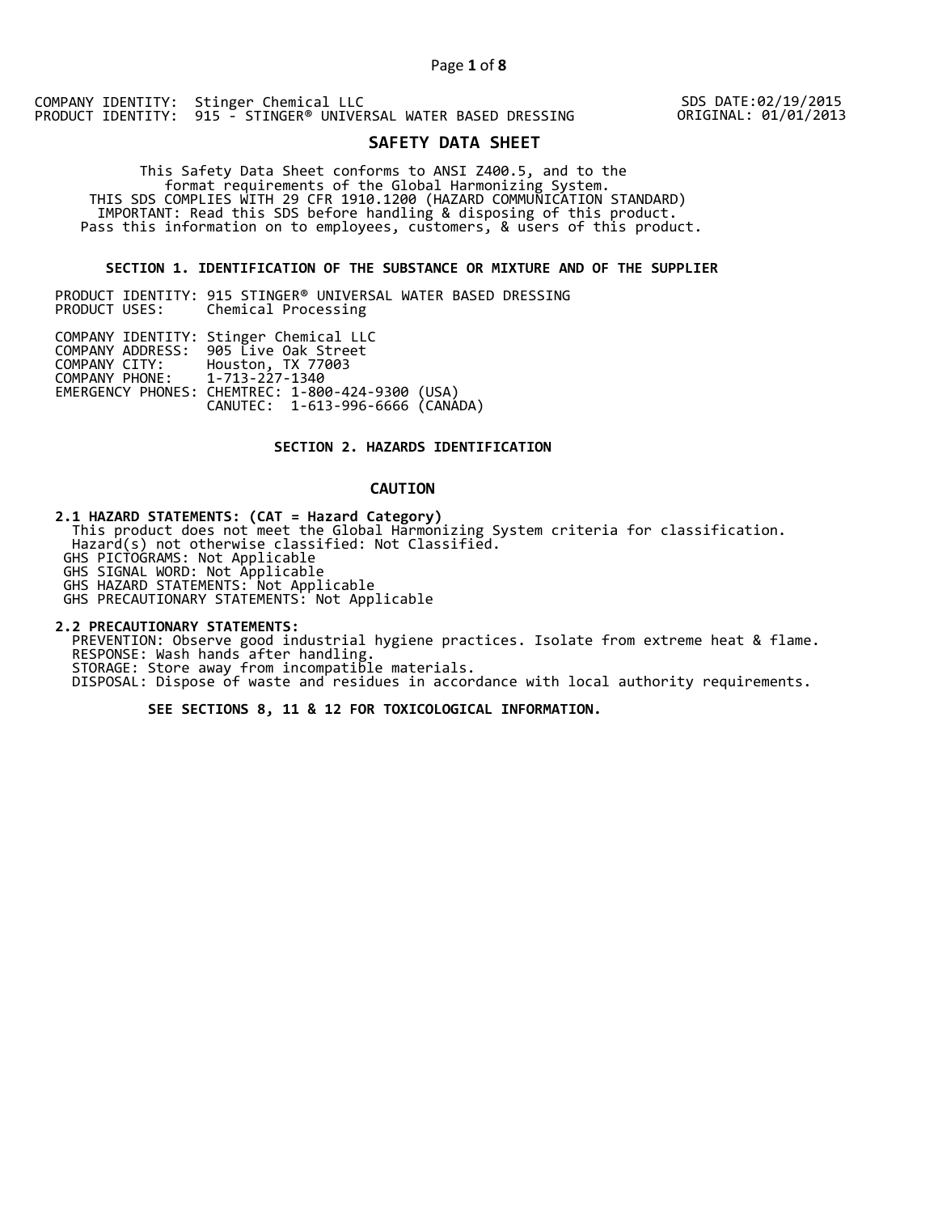COMPANY IDENTITY: Stinger Chemical LLC
PRODUCT IDENTITY: 915 - STINGER® UNIVERSAL WATER BASED DRESSING

SDS DATE:02/19/2015
ORIGINAL: 01/01/2013

# SAFETY DATA SHEET

This Safety Data Sheet conforms to ANSI Z400.5, and to the format requirements of the Global Harmonizing System.
THIS SDS COMPLIES WITH 29 CFR 1910.1200 (HAZARD COMMUNICATION STANDARD)
IMPORTANT: Read this SDS before handling & disposing of this product.
Pass this information on to employees, customers, & users of this product.

## SECTION 1. IDENTIFICATION OF THE SUBSTANCE OR MIXTURE AND OF THE SUPPLIER

PRODUCT IDENTITY: 915 STINGER® UNIVERSAL WATER BASED DRESSING
PRODUCT USES: Chemical Processing

COMPANY IDENTITY: Stinger Chemical LLC
COMPANY ADDRESS: 905 Live Oak Street
COMPANY CITY: Houston, TX 77003
COMPANY PHONE: 1-713-227-1340
EMERGENCY PHONES: CHEMTREC: 1-800-424-9300 (USA)
CANUTEC: 1-613-996-6666 (CANADA)

## SECTION 2. HAZARDS IDENTIFICATION

**CAUTION**

**2.1 HAZARD STATEMENTS: (CAT = Hazard Category)**
This product does not meet the Global Harmonizing System criteria for classification.
Hazard(s) not otherwise classified: Not Classified.
GHS PICTOGRAMS: Not Applicable
GHS SIGNAL WORD: Not Applicable
GHS HAZARD STATEMENTS: Not Applicable
GHS PRECAUTIONARY STATEMENTS: Not Applicable

**2.2 PRECAUTIONARY STATEMENTS:**
PREVENTION: Observe good industrial hygiene practices. Isolate from extreme heat & flame.
RESPONSE: Wash hands after handling.
STORAGE: Store away from incompatible materials.
DISPOSAL: Dispose of waste and residues in accordance with local authority requirements.

**SEE SECTIONS 8, 11 & 12 FOR TOXICOLOGICAL INFORMATION.**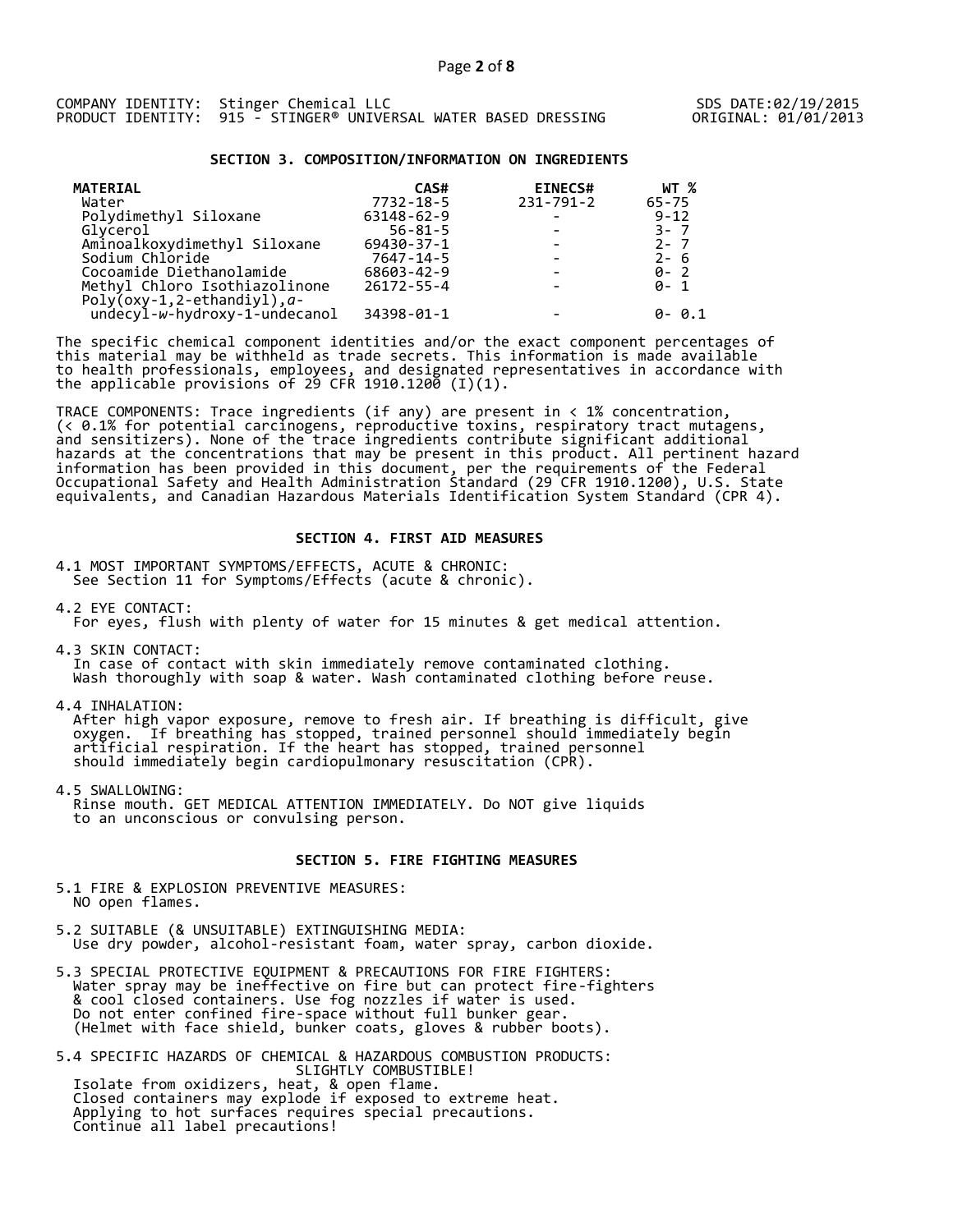COMPANY IDENTITY: Stinger Chemical LLC
PRODUCT IDENTITY: 915 - STINGER® UNIVERSAL WATER BASED DRESSING

SDS DATE:02/19/2015
ORIGINAL: 01/01/2013

## SECTION 3. COMPOSITION/INFORMATION ON INGREDIENTS

| MATERIAL | CAS# | EINECS# | WT % |
|---|---|---|---|
| Water | 7732-18-5 | 231-791-2 | 65-75 |
| Polydimethyl Siloxane | 63148-62-9 | - | 9-12 |
| Glycerol | 56-81-5 | - | 3- 7 |
| Aminoalkoxydimethyl Siloxane | 69430-37-1 | - | 2- 7 |
| Sodium Chloride | 7647-14-5 | - | 2- 6 |
| Cocoamide Diethanolamide | 68603-42-9 | - | 0- 2 |
| Methyl Chloro Isothiazolinone | 26172-55-4 | - | 0- 1 |
| Poly(oxy-1,2-ethandiyl),*a*-undecyl-*w*-hydroxy-1-undecanol | 34398-01-1 | - | 0- 0.1 |

The specific chemical component identities and/or the exact component percentages of this material may be withheld as trade secrets. This information is made available to health professionals, employees, and designated representatives in accordance with the applicable provisions of 29 CFR 1910.1200 (I)(1).

TRACE COMPONENTS: Trace ingredients (if any) are present in < 1% concentration, (< 0.1% for potential carcinogens, reproductive toxins, respiratory tract mutagens, and sensitizers). None of the trace ingredients contribute significant additional hazards at the concentrations that may be present in this product. All pertinent hazard information has been provided in this document, per the requirements of the Federal Occupational Safety and Health Administration Standard (29 CFR 1910.1200), U.S. State equivalents, and Canadian Hazardous Materials Identification System Standard (CPR 4).

## SECTION 4. FIRST AID MEASURES

4.1 MOST IMPORTANT SYMPTOMS/EFFECTS, ACUTE & CHRONIC:
See Section 11 for Symptoms/Effects (acute & chronic).

4.2 EYE CONTACT:
For eyes, flush with plenty of water for 15 minutes & get medical attention.

4.3 SKIN CONTACT:
In case of contact with skin immediately remove contaminated clothing. Wash thoroughly with soap & water. Wash contaminated clothing before reuse.

4.4 INHALATION:
After high vapor exposure, remove to fresh air. If breathing is difficult, give oxygen. If breathing has stopped, trained personnel should immediately begin artificial respiration. If the heart has stopped, trained personnel should immediately begin cardiopulmonary resuscitation (CPR).

4.5 SWALLOWING:
Rinse mouth. GET MEDICAL ATTENTION IMMEDIATELY. Do NOT give liquids to an unconscious or convulsing person.

## SECTION 5. FIRE FIGHTING MEASURES

5.1 FIRE & EXPLOSION PREVENTIVE MEASURES:
NO open flames.

5.2 SUITABLE (& UNSUITABLE) EXTINGUISHING MEDIA:
Use dry powder, alcohol-resistant foam, water spray, carbon dioxide.

5.3 SPECIAL PROTECTIVE EQUIPMENT & PRECAUTIONS FOR FIRE FIGHTERS:
Water spray may be ineffective on fire but can protect fire-fighters & cool closed containers. Use fog nozzles if water is used. Do not enter confined fire-space without full bunker gear. (Helmet with face shield, bunker coats, gloves & rubber boots).

5.4 SPECIFIC HAZARDS OF CHEMICAL & HAZARDOUS COMBUSTION PRODUCTS:
SLIGHTLY COMBUSTIBLE!
Isolate from oxidizers, heat, & open flame.
Closed containers may explode if exposed to extreme heat.
Applying to hot surfaces requires special precautions.
Continue all label precautions!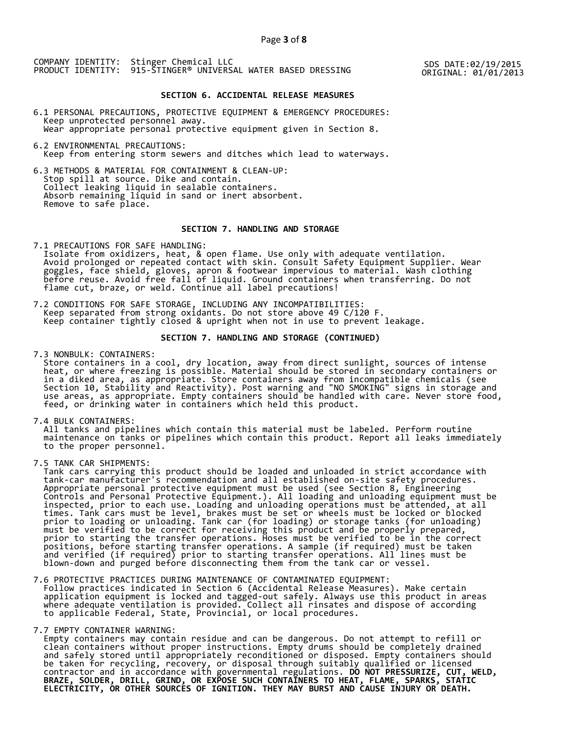## SECTION 6. ACCIDENTAL RELEASE MEASURES

6.1 PERSONAL PRECAUTIONS, PROTECTIVE EQUIPMENT & EMERGENCY PROCEDURES:
Keep unprotected personnel away.
Wear appropriate personal protective equipment given in Section 8.

6.2 ENVIRONMENTAL PRECAUTIONS:
Keep from entering storm sewers and ditches which lead to waterways.

6.3 METHODS & MATERIAL FOR CONTAINMENT & CLEAN-UP:
Stop spill at source. Dike and contain.
Collect leaking liquid in sealable containers.
Absorb remaining liquid in sand or inert absorbent.
Remove to safe place.

## SECTION 7. HANDLING AND STORAGE

7.1 PRECAUTIONS FOR SAFE HANDLING:
Isolate from oxidizers, heat, & open flame. Use only with adequate ventilation. Avoid prolonged or repeated contact with skin. Consult Safety Equipment Supplier. Wear goggles, face shield, gloves, apron & footwear impervious to material. Wash clothing before reuse. Avoid free fall of liquid. Ground containers when transferring. Do not flame cut, braze, or weld. Continue all label precautions!

7.2 CONDITIONS FOR SAFE STORAGE, INCLUDING ANY INCOMPATIBILITIES:
Keep separated from strong oxidants. Do not store above 49 C/120 F.
Keep container tightly closed & upright when not in use to prevent leakage.

## SECTION 7. HANDLING AND STORAGE (CONTINUED)

7.3 NONBULK: CONTAINERS:
Store containers in a cool, dry location, away from direct sunlight, sources of intense heat, or where freezing is possible. Material should be stored in secondary containers or in a diked area, as appropriate. Store containers away from incompatible chemicals (see Section 10, Stability and Reactivity). Post warning and "NO SMOKING" signs in storage and use areas, as appropriate. Empty containers should be handled with care. Never store food, feed, or drinking water in containers which held this product.

7.4 BULK CONTAINERS:
All tanks and pipelines which contain this material must be labeled. Perform routine maintenance on tanks or pipelines which contain this product. Report all leaks immediately to the proper personnel.

7.5 TANK CAR SHIPMENTS:
Tank cars carrying this product should be loaded and unloaded in strict accordance with tank-car manufacturer's recommendation and all established on-site safety procedures. Appropriate personal protective equipment must be used (see Section 8, Engineering Controls and Personal Protective Equipment.). All loading and unloading equipment must be inspected, prior to each use. Loading and unloading operations must be attended, at all times. Tank cars must be level, brakes must be set or wheels must be locked or blocked prior to loading or unloading. Tank car (for loading) or storage tanks (for unloading) must be verified to be correct for receiving this product and be properly prepared, prior to starting the transfer operations. Hoses must be verified to be in the correct positions, before starting transfer operations. A sample (if required) must be taken and verified (if required) prior to starting transfer operations. All lines must be blown-down and purged before disconnecting them from the tank car or vessel.

7.6 PROTECTIVE PRACTICES DURING MAINTENANCE OF CONTAMINATED EQUIPMENT:
Follow practices indicated in Section 6 (Accidental Release Measures). Make certain application equipment is locked and tagged-out safely. Always use this product in areas where adequate ventilation is provided. Collect all rinsates and dispose of according to applicable Federal, State, Provincial, or local procedures.

7.7 EMPTY CONTAINER WARNING:
Empty containers may contain residue and can be dangerous. Do not attempt to refill or clean containers without proper instructions. Empty drums should be completely drained and safely stored until appropriately reconditioned or disposed. Empty containers should be taken for recycling, recovery, or disposal through suitably qualified or licensed contractor and in accordance with governmental regulations. **DO NOT PRESSURIZE, CUT, WELD, BRAZE, SOLDER, DRILL, GRIND, OR EXPOSE SUCH CONTAINERS TO HEAT, FLAME, SPARKS, STATIC ELECTRICITY, OR OTHER SOURCES OF IGNITION. THEY MAY BURST AND CAUSE INJURY OR DEATH.**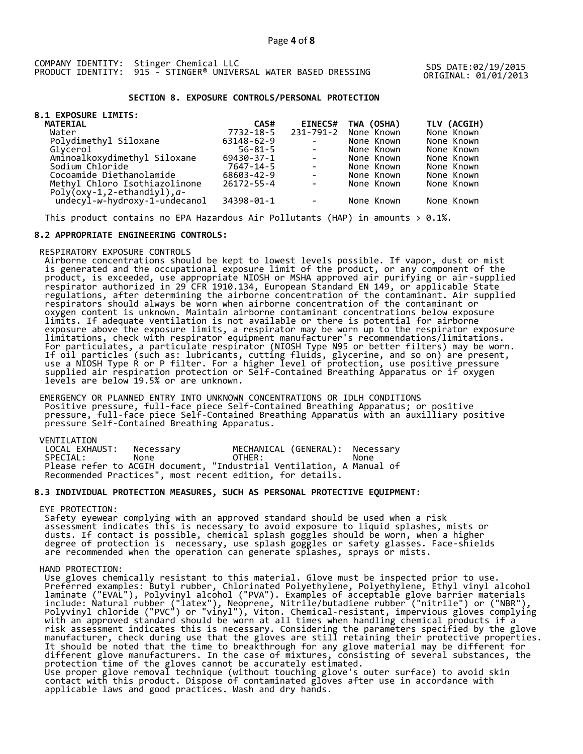COMPANY IDENTITY: Stinger Chemical LLC
PRODUCT IDENTITY: 915 - STINGER® UNIVERSAL WATER BASED DRESSING

SDS DATE:02/19/2015
ORIGINAL: 01/01/2013

## SECTION 8. EXPOSURE CONTROLS/PERSONAL PROTECTION

### 8.1 EXPOSURE LIMITS:

| MATERIAL | CAS# | EINECS# | TWA (OSHA) | TLV (ACGIH) |
|---|---|---|---|---|
| Water | 7732-18-5 | 231-791-2 | None Known | None Known |
| Polydimethyl Siloxane | 63148-62-9 | - | None Known | None Known |
| Glycerol | 56-81-5 | - | None Known | None Known |
| Aminoalkoxydimethyl Siloxane | 69430-37-1 | - | None Known | None Known |
| Sodium Chloride | 7647-14-5 | - | None Known | None Known |
| Cocoamide Diethanolamide | 68603-42-9 | - | None Known | None Known |
| Methyl Chloro Isothiazolinone | 26172-55-4 | - | None Known | None Known |
| Poly(oxy-1,2-ethandiyl),*a*-undecyl-*w*-hydroxy-1-undecanol | 34398-01-1 | - | None Known | None Known |

This product contains no EPA Hazardous Air Pollutants (HAP) in amounts > 0.1%.

### 8.2 APPROPRIATE ENGINEERING CONTROLS:

RESPIRATORY EXPOSURE CONTROLS
Airborne concentrations should be kept to lowest levels possible. If vapor, dust or mist is generated and the occupational exposure limit of the product, or any component of the product, is exceeded, use appropriate NIOSH or MSHA approved air purifying or air-supplied respirator authorized in 29 CFR 1910.134, European Standard EN 149, or applicable State regulations, after determining the airborne concentration of the contaminant. Air supplied respirators should always be worn when airborne concentration of the contaminant or oxygen content is unknown. Maintain airborne contaminant concentrations below exposure limits. If adequate ventilation is not available or there is potential for airborne exposure above the exposure limits, a respirator may be worn up to the respirator exposure limitations, check with respirator equipment manufacturer's recommendations/limitations. For particulates, a particulate respirator (NIOSH Type N95 or better filters) may be worn. If oil particles (such as: lubricants, cutting fluids, glycerine, and so on) are present, use a NIOSH Type R or P filter. For a higher level of protection, use positive pressure supplied air respiration protection or Self-Contained Breathing Apparatus or if oxygen levels are below 19.5% or are unknown.

EMERGENCY OR PLANNED ENTRY INTO UNKNOWN CONCENTRATIONS OR IDLH CONDITIONS
Positive pressure, full-face piece Self-Contained Breathing Apparatus; or positive pressure, full-face piece Self-Contained Breathing Apparatus with an auxilliary positive pressure Self-Contained Breathing Apparatus.

VENTILATION

| | | | |
|---|---|---|---|
| LOCAL EXHAUST: | Necessary | MECHANICAL (GENERAL): | Necessary |
| SPECIAL: | None | OTHER: | None |

Please refer to ACGIH document, "Industrial Ventilation, A Manual of Recommended Practices", most recent edition, for details.

### 8.3 INDIVIDUAL PROTECTION MEASURES, SUCH AS PERSONAL PROTECTIVE EQUIPMENT:

EYE PROTECTION:
Safety eyewear complying with an approved standard should be used when a risk assessment indicates this is necessary to avoid exposure to liquid splashes, mists or dusts. If contact is possible, chemical splash goggles should be worn, when a higher degree of protection is necessary, use splash goggles or safety glasses. Face-shields are recommended when the operation can generate splashes, sprays or mists.

HAND PROTECTION:
Use gloves chemically resistant to this material. Glove must be inspected prior to use. Preferred examples: Butyl rubber, Chlorinated Polyethylene, Polyethylene, Ethyl vinyl alcohol laminate ("EVAL"), Polyvinyl alcohol ("PVA"). Examples of acceptable glove barrier materials include: Natural rubber ("latex"), Neoprene, Nitrile/butadiene rubber ("nitrile") or ("NBR"), Polyvinyl chloride ("PVC") or "vinyl"), Viton. Chemical-resistant, impervious gloves complying with an approved standard should be worn at all times when handling chemical products if a risk assessment indicates this is necessary. Considering the parameters specified by the glove manufacturer, check during use that the gloves are still retaining their protective properties. It should be noted that the time to breakthrough for any glove material may be different for different glove manufacturers. In the case of mixtures, consisting of several substances, the protection time of the gloves cannot be accurately estimated.
Use proper glove removal technique (without touching glove's outer surface) to avoid skin contact with this product. Dispose of contaminated gloves after use in accordance with applicable laws and good practices. Wash and dry hands.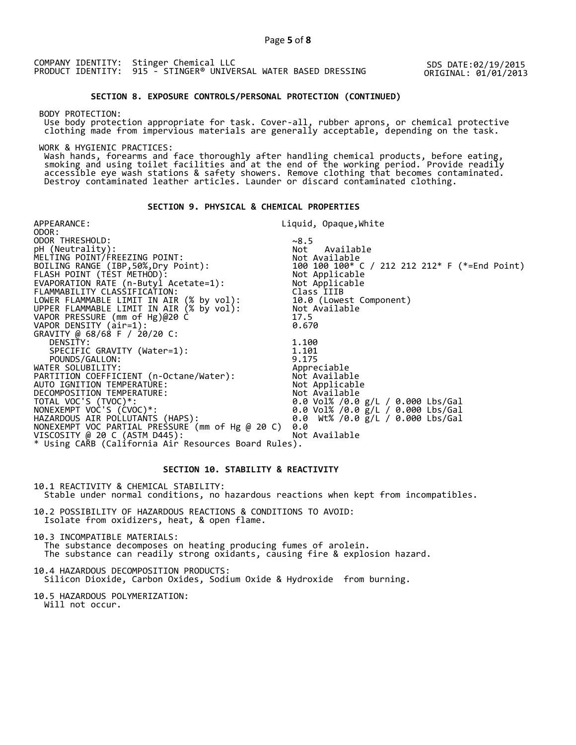COMPANY IDENTITY: Stinger Chemical LLC
PRODUCT IDENTITY: 915 - STINGER® UNIVERSAL WATER BASED DRESSING

SDS DATE:02/19/2015
ORIGINAL: 01/01/2013

### SECTION 8. EXPOSURE CONTROLS/PERSONAL PROTECTION (CONTINUED)

BODY PROTECTION:
Use body protection appropriate for task. Cover-all, rubber aprons, or chemical protective clothing made from impervious materials are generally acceptable, depending on the task.

WORK & HYGIENIC PRACTICES:
Wash hands, forearms and face thoroughly after handling chemical products, before eating, smoking and using toilet facilities and at the end of the working period. Provide readily accessible eye wash stations & safety showers. Remove clothing that becomes contaminated. Destroy contaminated leather articles. Launder or discard contaminated clothing.

### SECTION 9. PHYSICAL & CHEMICAL PROPERTIES

| | |
|---|---|
| APPEARANCE: | Liquid, Opaque,White |
| ODOR: | |
| ODOR THRESHOLD: | ~8.5 |
| pH (Neutrality): | Not Available |
| MELTING POINT/FREEZING POINT: | Not Available |
| BOILING RANGE (IBP,50%,Dry Point): | 100 100 100* C / 212 212 212* F (*=End Point) |
| FLASH POINT (TEST METHOD): | Not Applicable |
| EVAPORATION RATE (n-Butyl Acetate=1): | Not Applicable |
| FLAMMABILITY CLASSIFICATION: | Class IIIB |
| LOWER FLAMMABLE LIMIT IN AIR (% by vol): | 10.0 (Lowest Component) |
| UPPER FLAMMABLE LIMIT IN AIR (% by vol): | Not Available |
| VAPOR PRESSURE (mm of Hg)@20 C | 17.5 |
| VAPOR DENSITY (air=1): | 0.670 |
| GRAVITY @ 68/68 F / 20/20 C: | |
| DENSITY: | 1.100 |
| SPECIFIC GRAVITY (Water=1): | 1.101 |
| POUNDS/GALLON: | 9.175 |
| WATER SOLUBILITY: | Appreciable |
| PARTITION COEFFICIENT (n-Octane/Water): | Not Available |
| AUTO IGNITION TEMPERATURE: | Not Applicable |
| DECOMPOSITION TEMPERATURE: | Not Available |
| TOTAL VOC'S (TVOC)*: | 0.0 Vol% /0.0 g/L / 0.000 Lbs/Gal |
| NONEXEMPT VOC'S (CVOC)*: | 0.0 Vol% /0.0 g/L / 0.000 Lbs/Gal |
| HAZARDOUS AIR POLLUTANTS (HAPS): | 0.0 Wt% /0.0 g/L / 0.000 Lbs/Gal |
| NONEXEMPT VOC PARTIAL PRESSURE (mm of Hg @ 20 C) | 0.0 |
| VISCOSITY @ 20 C (ASTM D445): | Not Available |

* Using CARB (California Air Resources Board Rules).

### SECTION 10. STABILITY & REACTIVITY

10.1 REACTIVITY & CHEMICAL STABILITY:
Stable under normal conditions, no hazardous reactions when kept from incompatibles.

10.2 POSSIBILITY OF HAZARDOUS REACTIONS & CONDITIONS TO AVOID:
Isolate from oxidizers, heat, & open flame.

10.3 INCOMPATIBLE MATERIALS:
The substance decomposes on heating producing fumes of arolein.
The substance can readily strong oxidants, causing fire & explosion hazard.

10.4 HAZARDOUS DECOMPOSITION PRODUCTS:
Silicon Dioxide, Carbon Oxides, Sodium Oxide & Hydroxide from burning.

10.5 HAZARDOUS POLYMERIZATION:
Will not occur.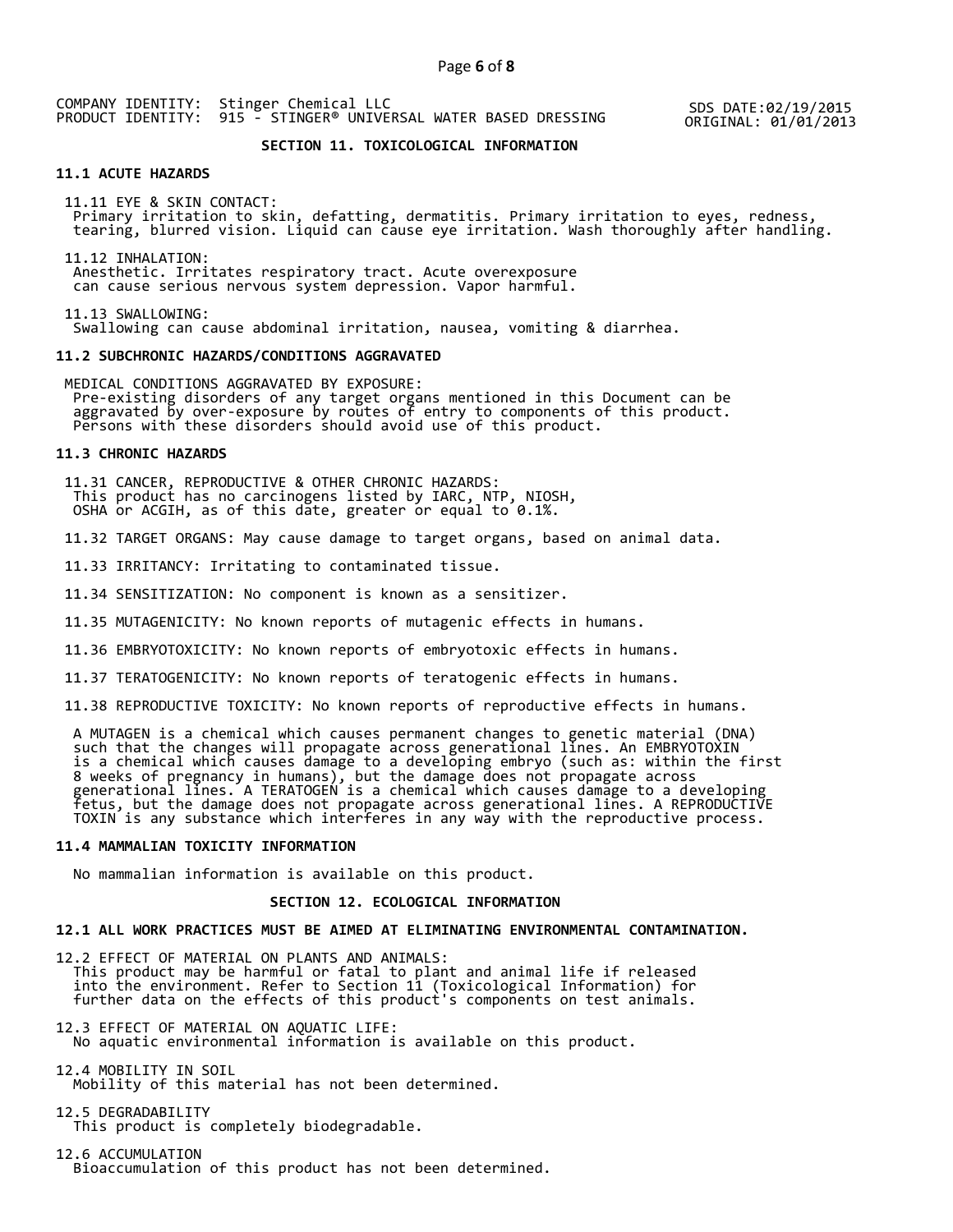COMPANY IDENTITY: Stinger Chemical LLC
PRODUCT IDENTITY: 915 - STINGER® UNIVERSAL WATER BASED DRESSING

SDS DATE:02/19/2015
ORIGINAL: 01/01/2013

## SECTION 11. TOXICOLOGICAL INFORMATION

### 11.1 ACUTE HAZARDS

11.11 EYE & SKIN CONTACT:
Primary irritation to skin, defatting, dermatitis. Primary irritation to eyes, redness, tearing, blurred vision. Liquid can cause eye irritation. Wash thoroughly after handling.

11.12 INHALATION:
Anesthetic. Irritates respiratory tract. Acute overexposure can cause serious nervous system depression. Vapor harmful.

11.13 SWALLOWING:
Swallowing can cause abdominal irritation, nausea, vomiting & diarrhea.

### 11.2 SUBCHRONIC HAZARDS/CONDITIONS AGGRAVATED

MEDICAL CONDITIONS AGGRAVATED BY EXPOSURE:
Pre-existing disorders of any target organs mentioned in this Document can be aggravated by over-exposure by routes of entry to components of this product. Persons with these disorders should avoid use of this product.

### 11.3 CHRONIC HAZARDS

11.31 CANCER, REPRODUCTIVE & OTHER CHRONIC HAZARDS:
This product has no carcinogens listed by IARC, NTP, NIOSH, OSHA or ACGIH, as of this date, greater or equal to 0.1%.

11.32 TARGET ORGANS: May cause damage to target organs, based on animal data.

11.33 IRRITANCY: Irritating to contaminated tissue.

11.34 SENSITIZATION: No component is known as a sensitizer.

11.35 MUTAGENICITY: No known reports of mutagenic effects in humans.

11.36 EMBRYOTOXICITY: No known reports of embryotoxic effects in humans.

11.37 TERATOGENICITY: No known reports of teratogenic effects in humans.

11.38 REPRODUCTIVE TOXICITY: No known reports of reproductive effects in humans.

A MUTAGEN is a chemical which causes permanent changes to genetic material (DNA) such that the changes will propagate across generational lines. An EMBRYOTOXIN is a chemical which causes damage to a developing embryo (such as: within the first 8 weeks of pregnancy in humans), but the damage does not propagate across generational lines. A TERATOGEN is a chemical which causes damage to a developing fetus, but the damage does not propagate across generational lines. A REPRODUCTIVE TOXIN is any substance which interferes in any way with the reproductive process.

### 11.4 MAMMALIAN TOXICITY INFORMATION

No mammalian information is available on this product.

## SECTION 12. ECOLOGICAL INFORMATION

### 12.1 ALL WORK PRACTICES MUST BE AIMED AT ELIMINATING ENVIRONMENTAL CONTAMINATION.

12.2 EFFECT OF MATERIAL ON PLANTS AND ANIMALS:
This product may be harmful or fatal to plant and animal life if released into the environment. Refer to Section 11 (Toxicological Information) for further data on the effects of this product's components on test animals.

12.3 EFFECT OF MATERIAL ON AQUATIC LIFE:
No aquatic environmental information is available on this product.

12.4 MOBILITY IN SOIL
Mobility of this material has not been determined.

12.5 DEGRADABILITY
This product is completely biodegradable.

12.6 ACCUMULATION
Bioaccumulation of this product has not been determined.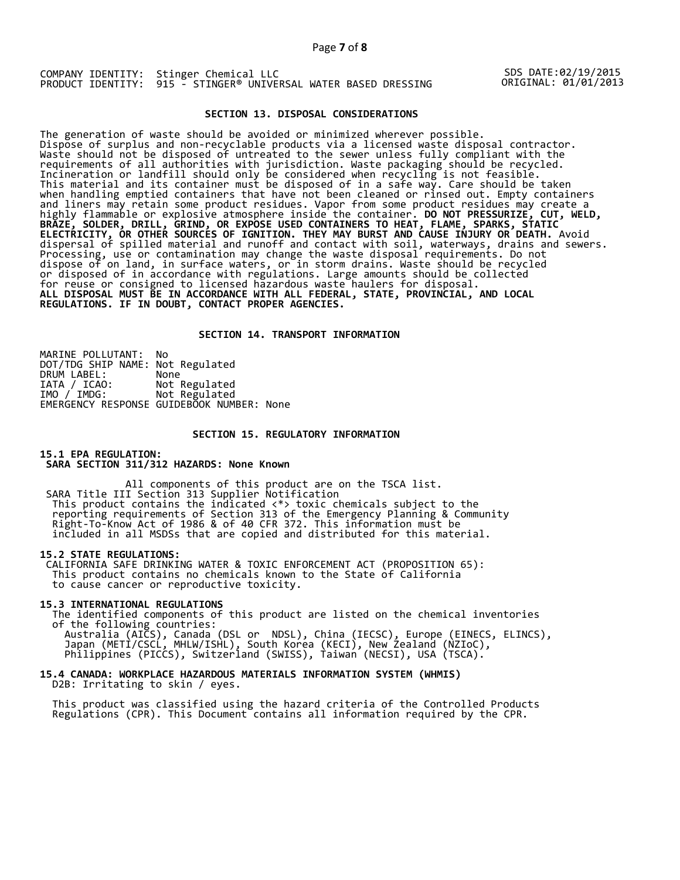COMPANY IDENTITY: Stinger Chemical LLC
PRODUCT IDENTITY: 915 - STINGER® UNIVERSAL WATER BASED DRESSING

SDS DATE:02/19/2015
ORIGINAL: 01/01/2013

## SECTION 13. DISPOSAL CONSIDERATIONS

The generation of waste should be avoided or minimized wherever possible. Dispose of surplus and non-recyclable products via a licensed waste disposal contractor. Waste should not be disposed of untreated to the sewer unless fully compliant with the requirements of all authorities with jurisdiction. Waste packaging should be recycled. Incineration or landfill should only be considered when recycling is not feasible. This material and its container must be disposed of in a safe way. Care should be taken when handling emptied containers that have not been cleaned or rinsed out. Empty containers and liners may retain some product residues. Vapor from some product residues may create a highly flammable or explosive atmosphere inside the container. **DO NOT PRESSURIZE, CUT, WELD, BRAZE, SOLDER, DRILL, GRIND, OR EXPOSE USED CONTAINERS TO HEAT, FLAME, SPARKS, STATIC ELECTRICITY, OR OTHER SOURCES OF IGNITION. THEY MAY BURST AND CAUSE INJURY OR DEATH.** Avoid dispersal of spilled material and runoff and contact with soil, waterways, drains and sewers. Processing, use or contamination may change the waste disposal requirements. Do not dispose of on land, in surface waters, or in storm drains. Waste should be recycled or disposed of in accordance with regulations. Large amounts should be collected for reuse or consigned to licensed hazardous waste haulers for disposal.
**ALL DISPOSAL MUST BE IN ACCORDANCE WITH ALL FEDERAL, STATE, PROVINCIAL, AND LOCAL REGULATIONS. IF IN DOUBT, CONTACT PROPER AGENCIES.**

## SECTION 14. TRANSPORT INFORMATION

MARINE POLLUTANT: No
DOT/TDG SHIP NAME: Not Regulated
DRUM LABEL: None
IATA / ICAO: Not Regulated
IMO / IMDG: Not Regulated
EMERGENCY RESPONSE GUIDEBOOK NUMBER: None

## SECTION 15. REGULATORY INFORMATION

### 15.1 EPA REGULATION:
**SARA SECTION 311/312 HAZARDS: None Known**

All components of this product are on the TSCA list.
SARA Title III Section 313 Supplier Notification
This product contains the indicated <*> toxic chemicals subject to the reporting requirements of Section 313 of the Emergency Planning & Community Right-To-Know Act of 1986 & of 40 CFR 372. This information must be included in all MSDSs that are copied and distributed for this material.

### 15.2 STATE REGULATIONS:
CALIFORNIA SAFE DRINKING WATER & TOXIC ENFORCEMENT ACT (PROPOSITION 65):
This product contains no chemicals known to the State of California to cause cancer or reproductive toxicity.

### 15.3 INTERNATIONAL REGULATIONS
The identified components of this product are listed on the chemical inventories of the following countries:
Australia (AICS), Canada (DSL or NDSL), China (IECSC), Europe (EINECS, ELINCS), Japan (METI/CSCL, MHLW/ISHL), South Korea (KECI), New Zealand (NZIoC), Philippines (PICCS), Switzerland (SWISS), Taiwan (NECSI), USA (TSCA).

### 15.4 CANADA: WORKPLACE HAZARDOUS MATERIALS INFORMATION SYSTEM (WHMIS)
D2B: Irritating to skin / eyes.

This product was classified using the hazard criteria of the Controlled Products Regulations (CPR). This Document contains all information required by the CPR.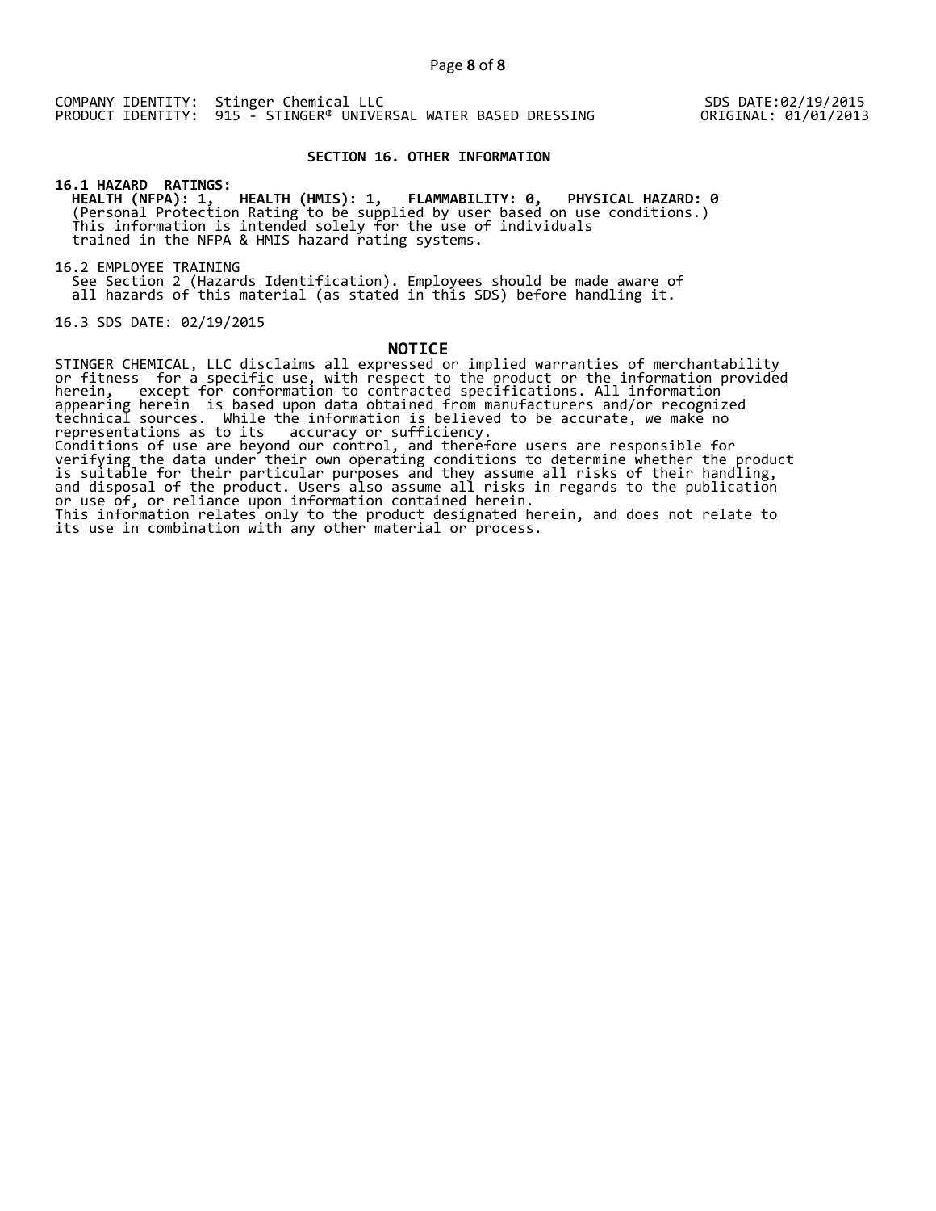COMPANY IDENTITY: Stinger Chemical LLC
PRODUCT IDENTITY: 915 - STINGER® UNIVERSAL WATER BASED DRESSING

SDS DATE:02/19/2015
ORIGINAL: 01/01/2013

## SECTION 16. OTHER INFORMATION

**16.1 HAZARD RATINGS:**

**HEALTH (NFPA): 1, HEALTH (HMIS): 1, FLAMMABILITY: 0, PHYSICAL HAZARD: 0**

(Personal Protection Rating to be supplied by user based on use conditions.)
This information is intended solely for the use of individuals trained in the NFPA & HMIS hazard rating systems.

16.2 EMPLOYEE TRAINING

See Section 2 (Hazards Identification). Employees should be made aware of all hazards of this material (as stated in this SDS) before handling it.

16.3 SDS DATE: 02/19/2015

**NOTICE**

STINGER CHEMICAL, LLC disclaims all expressed or implied warranties of merchantability or fitness for a specific use, with respect to the product or the information provided herein, except for conformation to contracted specifications. All information appearing herein is based upon data obtained from manufacturers and/or recognized technical sources. While the information is believed to be accurate, we make no representations as to its accuracy or sufficiency.
Conditions of use are beyond our control, and therefore users are responsible for verifying the data under their own operating conditions to determine whether the product is suitable for their particular purposes and they assume all risks of their handling, and disposal of the product. Users also assume all risks in regards to the publication or use of, or reliance upon information contained herein.
This information relates only to the product designated herein, and does not relate to its use in combination with any other material or process.